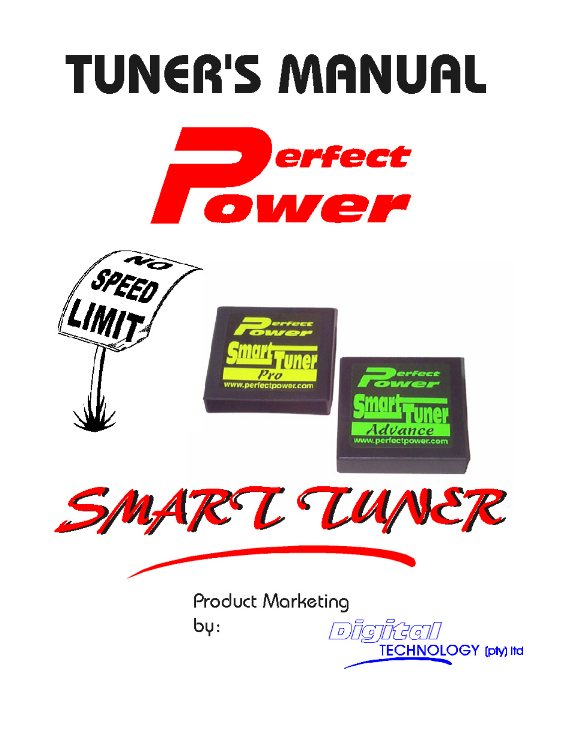# TUNER'S MANUAL

# Perfect Power

# SMART TUNER

Product Marketing by: Digital TECHNOLOGY (pty) ltd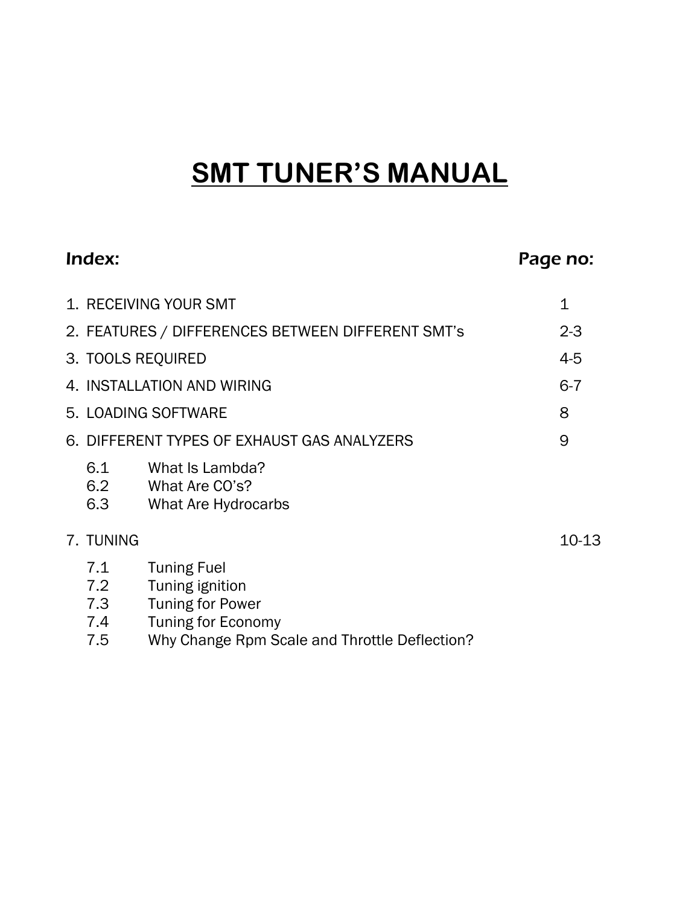# SMT TUNER'S MANUAL

| *Index:* | *Page no:* |
| --- | --- |
| 1. RECEIVING YOUR SMT | 1 |
| 2. FEATURES / DIFFERENCES BETWEEN DIFFERENT SMT's | 2-3 |
| 3. TOOLS REQUIRED | 4-5 |
| 4. INSTALLATION AND WIRING | 6-7 |
| 5. LOADING SOFTWARE | 8 |
| 6. DIFFERENT TYPES OF EXHAUST GAS ANALYZERS | 9 |
| 6.1 What Is Lambda? | |
| 6.2 What Are CO's? | |
| 6.3 What Are Hydrocarbs | |
| 7. TUNING | 10-13 |
| 7.1 Tuning Fuel | |
| 7.2 Tuning ignition | |
| 7.3 Tuning for Power | |
| 7.4 Tuning for Economy | |
| 7.5 Why Change Rpm Scale and Throttle Deflection? | |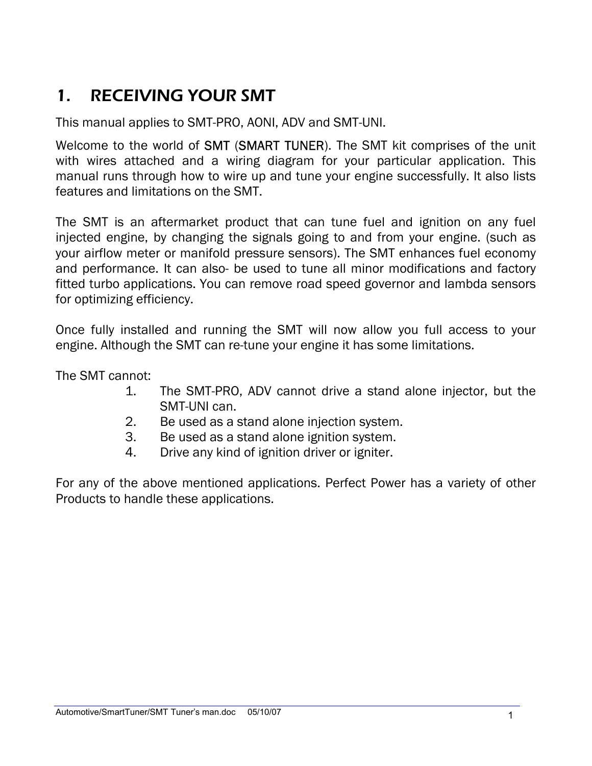# 1. RECEIVING YOUR SMT

This manual applies to SMT-PRO, AONI, ADV and SMT-UNI.

Welcome to the world of SMT (SMART TUNER). The SMT kit comprises of the unit with wires attached and a wiring diagram for your particular application. This manual runs through how to wire up and tune your engine successfully. It also lists features and limitations on the SMT.

The SMT is an aftermarket product that can tune fuel and ignition on any fuel injected engine, by changing the signals going to and from your engine. (such as your airflow meter or manifold pressure sensors). The SMT enhances fuel economy and performance. It can also- be used to tune all minor modifications and factory fitted turbo applications. You can remove road speed governor and lambda sensors for optimizing efficiency.

Once fully installed and running the SMT will now allow you full access to your engine. Although the SMT can re-tune your engine it has some limitations.

The SMT cannot:

1. The SMT-PRO, ADV cannot drive a stand alone injector, but the SMT-UNI can.
2. Be used as a stand alone injection system.
3. Be used as a stand alone ignition system.
4. Drive any kind of ignition driver or igniter.

For any of the above mentioned applications. Perfect Power has a variety of other Products to handle these applications.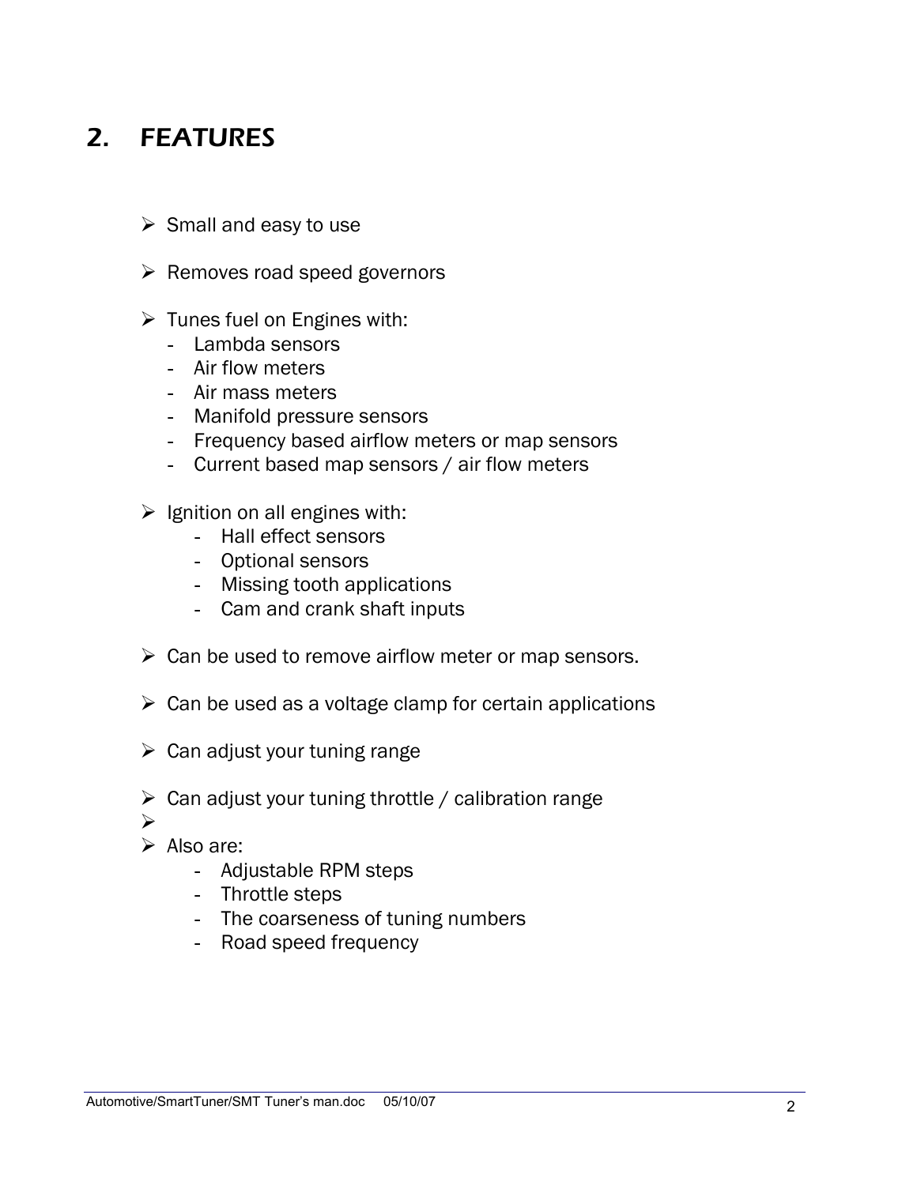# 2. FEATURES

- Small and easy to use
- Removes road speed governors
- Tunes fuel on Engines with:
  - Lambda sensors
  - Air flow meters
  - Air mass meters
  - Manifold pressure sensors
  - Frequency based airflow meters or map sensors
  - Current based map sensors / air flow meters
- Ignition on all engines with:
  - Hall effect sensors
  - Optional sensors
  - Missing tooth applications
  - Cam and crank shaft inputs
- Can be used to remove airflow meter or map sensors.
- Can be used as a voltage clamp for certain applications
- Can adjust your tuning range
- Can adjust your tuning throttle / calibration range
- Also are:
  - Adjustable RPM steps
  - Throttle steps
  - The coarseness of tuning numbers
  - Road speed frequency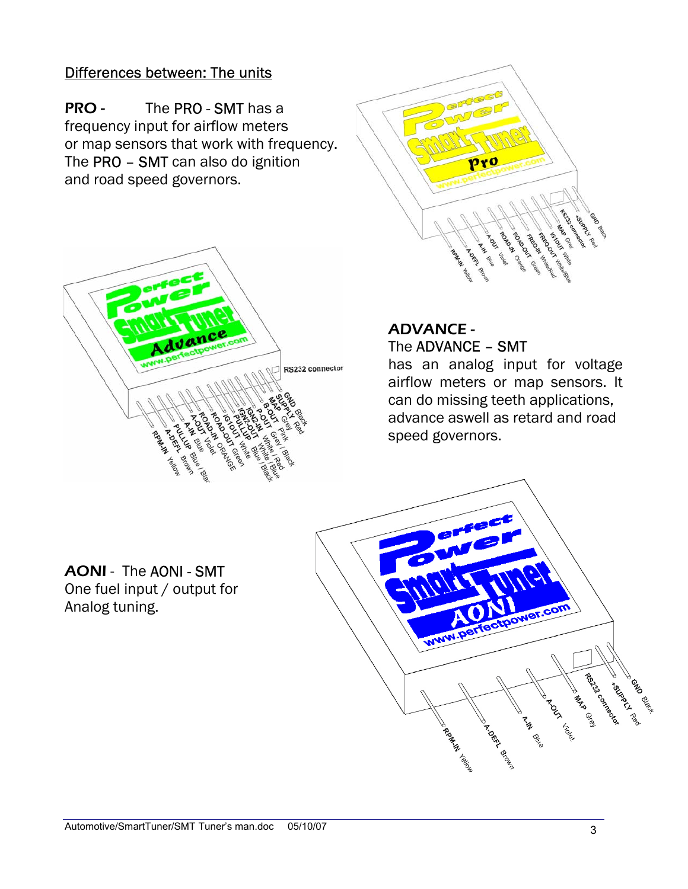## Differences between: The units

**PRO -** The PRO - SMT has a frequency input for airflow meters or map sensors that work with frequency. The PRO – SMT can also do ignition and road speed governors.

**ADVANCE -**
The ADVANCE – SMT has an analog input for voltage airflow meters or map sensors. It can do missing teeth applications, advance aswell as retard and road speed governors.

**AONI** - The AONI - SMT
One fuel input / output for Analog tuning.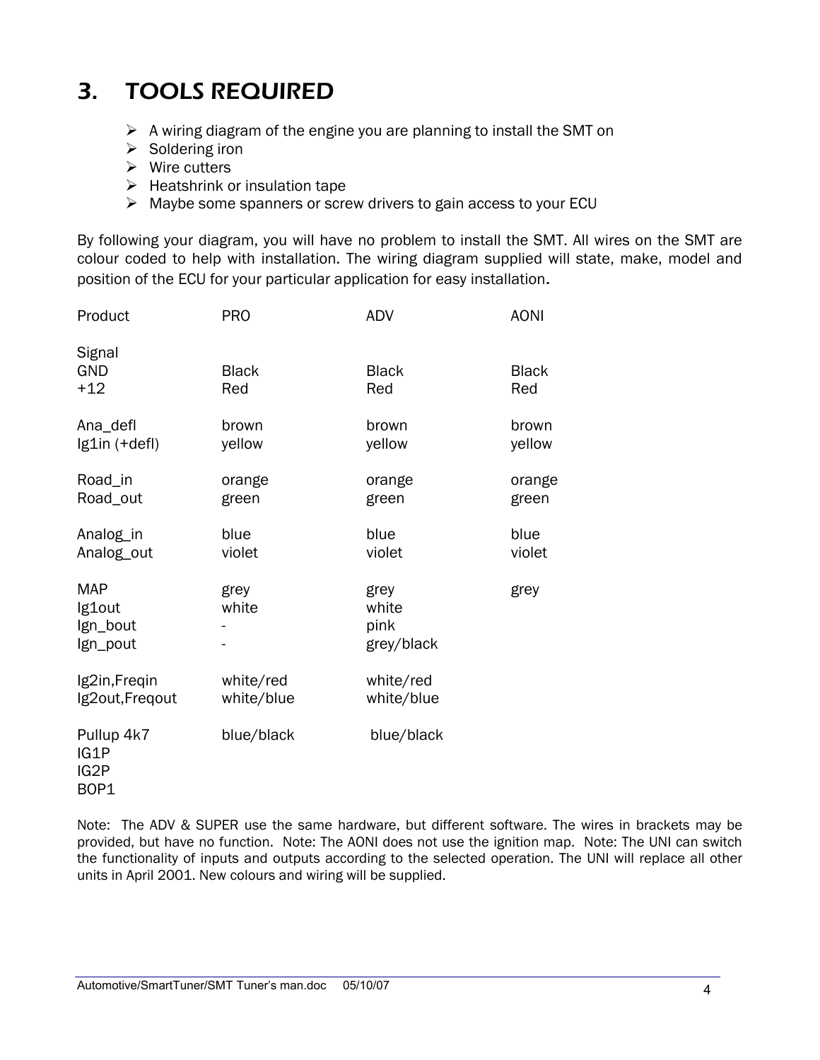# 3. TOOLS REQUIRED

- A wiring diagram of the engine you are planning to install the SMT on
- Soldering iron
- Wire cutters
- Heatshrink or insulation tape
- Maybe some spanners or screw drivers to gain access to your ECU

By following your diagram, you will have no problem to install the SMT. All wires on the SMT are colour coded to help with installation. The wiring diagram supplied will state, make, model and position of the ECU for your particular application for easy installation.

| Product | PRO | ADV | AONI |
|---|---|---|---|
| Signal | | | |
| GND | Black | Black | Black |
| +12 | Red | Red | Red |
| | | | |
| Ana_defl | brown | brown | brown |
| Ig1in (+defl) | yellow | yellow | yellow |
| | | | |
| Road_in | orange | orange | orange |
| Road_out | green | green | green |
| | | | |
| Analog_in | blue | blue | blue |
| Analog_out | violet | violet | violet |
| | | | |
| MAP | grey | grey | grey |
| Ig1out | white | white | |
| Ign_bout | - | pink | |
| Ign_pout | - | grey/black | |
| | | | |
| Ig2in,Freqin | white/red | white/red | |
| Ig2out,Freqout | white/blue | white/blue | |
| | | | |
| Pullup 4k7 | blue/black | blue/black | |
| IG1P | | | |
| IG2P | | | |
| BOP1 | | | |

Note: The ADV & SUPER use the same hardware, but different software. The wires in brackets may be provided, but have no function. Note: The AONI does not use the ignition map. Note: The UNI can switch the functionality of inputs and outputs according to the selected operation. The UNI will replace all other units in April 2001. New colours and wiring will be supplied.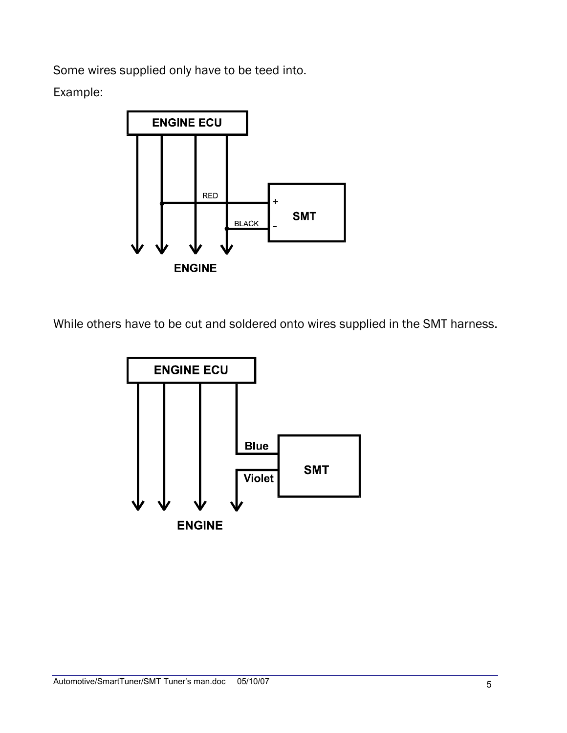Some wires supplied only have to be teed into.

Example:

While others have to be cut and soldered onto wires supplied in the SMT harness.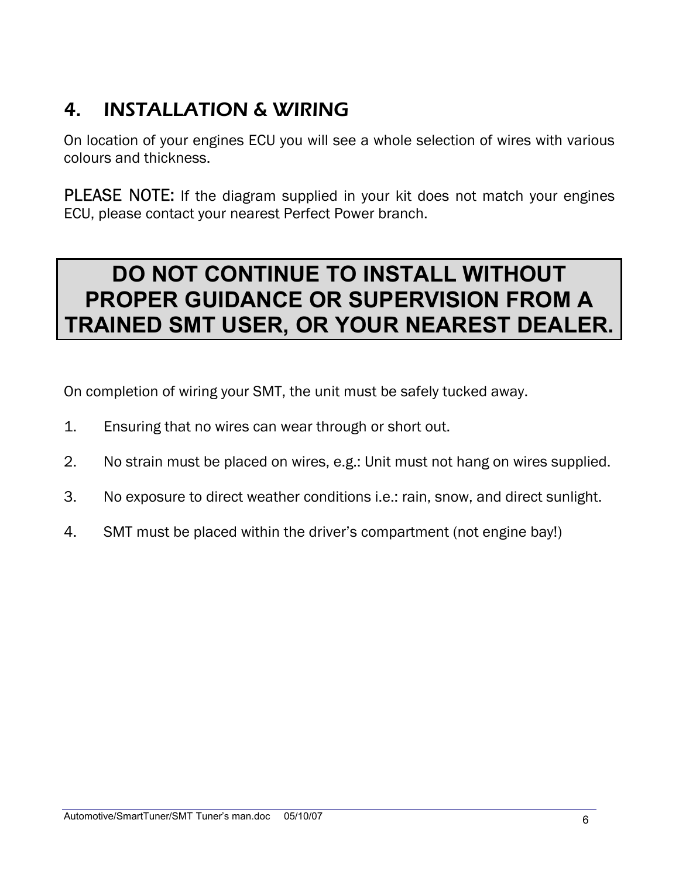# 4. INSTALLATION & WIRING

On location of your engines ECU you will see a whole selection of wires with various colours and thickness.

**PLEASE NOTE:** If the diagram supplied in your kit does not match your engines ECU, please contact your nearest Perfect Power branch.

**DO NOT CONTINUE TO INSTALL WITHOUT PROPER GUIDANCE OR SUPERVISION FROM A TRAINED SMT USER, OR YOUR NEAREST DEALER.**

On completion of wiring your SMT, the unit must be safely tucked away.

1. Ensuring that no wires can wear through or short out.
2. No strain must be placed on wires, e.g.: Unit must not hang on wires supplied.
3. No exposure to direct weather conditions i.e.: rain, snow, and direct sunlight.
4. SMT must be placed within the driver's compartment (not engine bay!)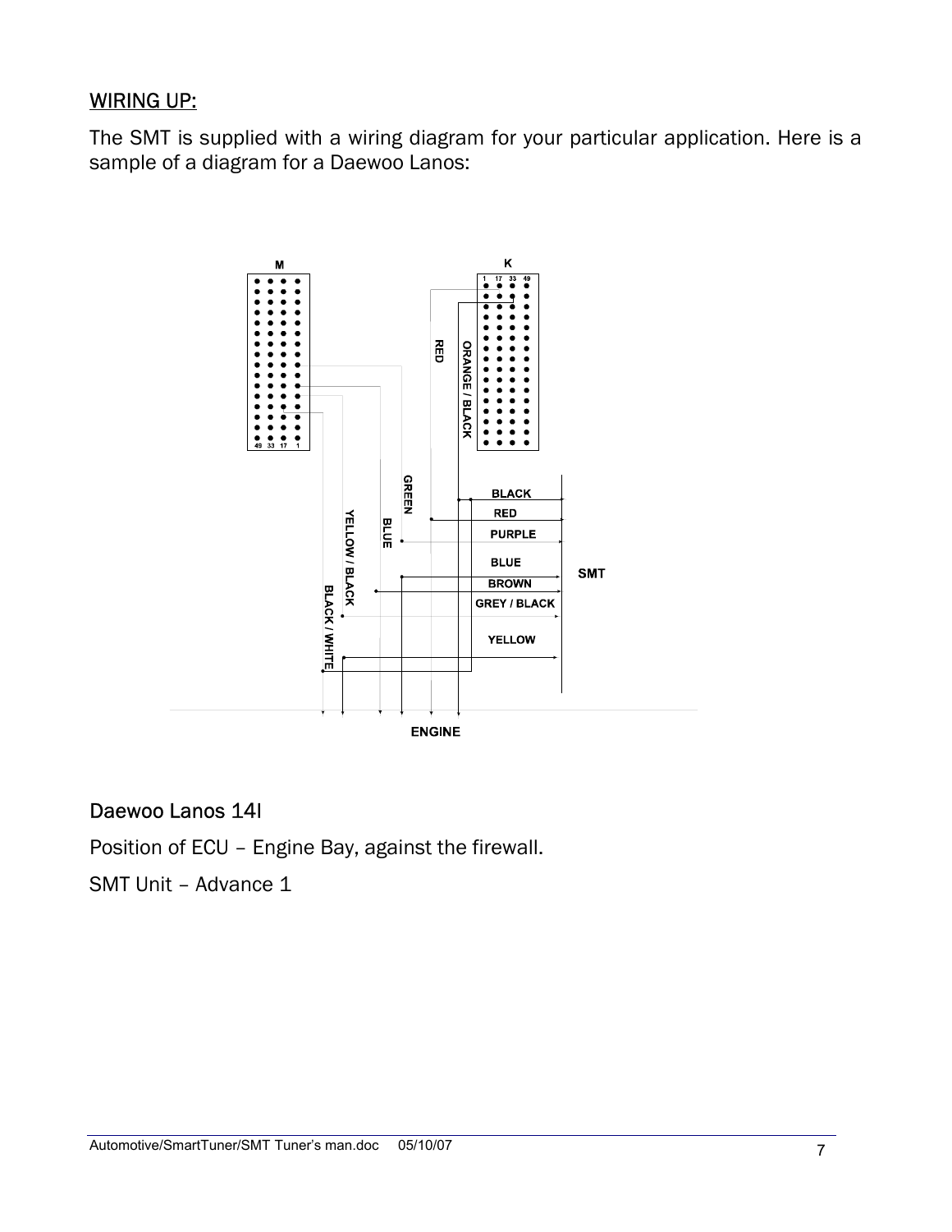## WIRING UP:

The SMT is supplied with a wiring diagram for your particular application. Here is a sample of a diagram for a Daewoo Lanos:

### Daewoo Lanos 14l

Position of ECU – Engine Bay, against the firewall.

SMT Unit – Advance 1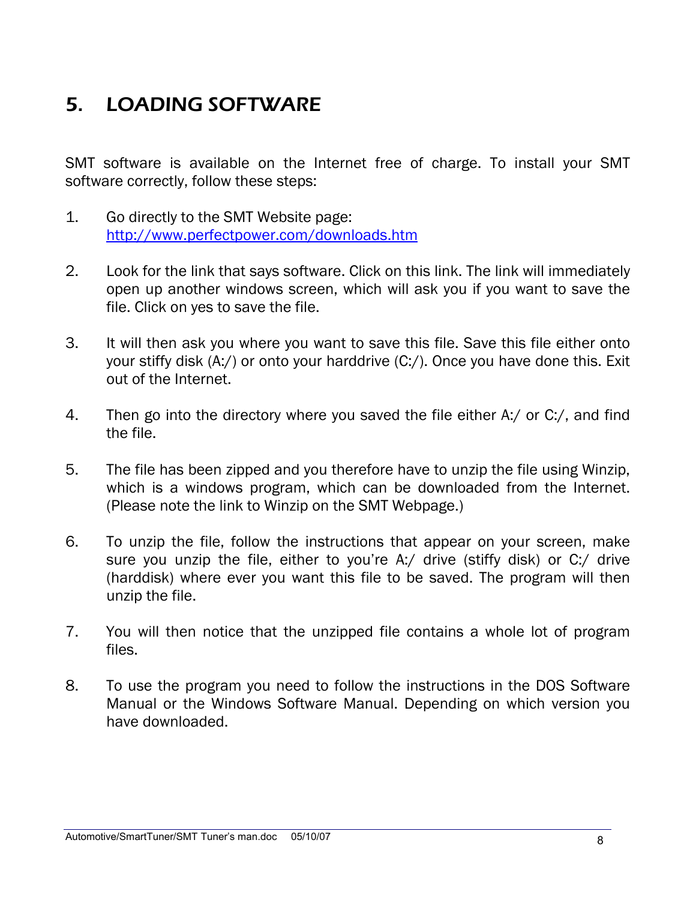# 5. LOADING SOFTWARE

SMT software is available on the Internet free of charge. To install your SMT software correctly, follow these steps:

1. Go directly to the SMT Website page: http://www.perfectpower.com/downloads.htm

2. Look for the link that says software. Click on this link. The link will immediately open up another windows screen, which will ask you if you want to save the file. Click on yes to save the file.

3. It will then ask you where you want to save this file. Save this file either onto your stiffy disk (A:/) or onto your harddrive (C:/). Once you have done this. Exit out of the Internet.

4. Then go into the directory where you saved the file either A:/ or C:/, and find the file.

5. The file has been zipped and you therefore have to unzip the file using Winzip, which is a windows program, which can be downloaded from the Internet. (Please note the link to Winzip on the SMT Webpage.)

6. To unzip the file, follow the instructions that appear on your screen, make sure you unzip the file, either to you're A:/ drive (stiffy disk) or C:/ drive (harddisk) where ever you want this file to be saved. The program will then unzip the file.

7. You will then notice that the unzipped file contains a whole lot of program files.

8. To use the program you need to follow the instructions in the DOS Software Manual or the Windows Software Manual. Depending on which version you have downloaded.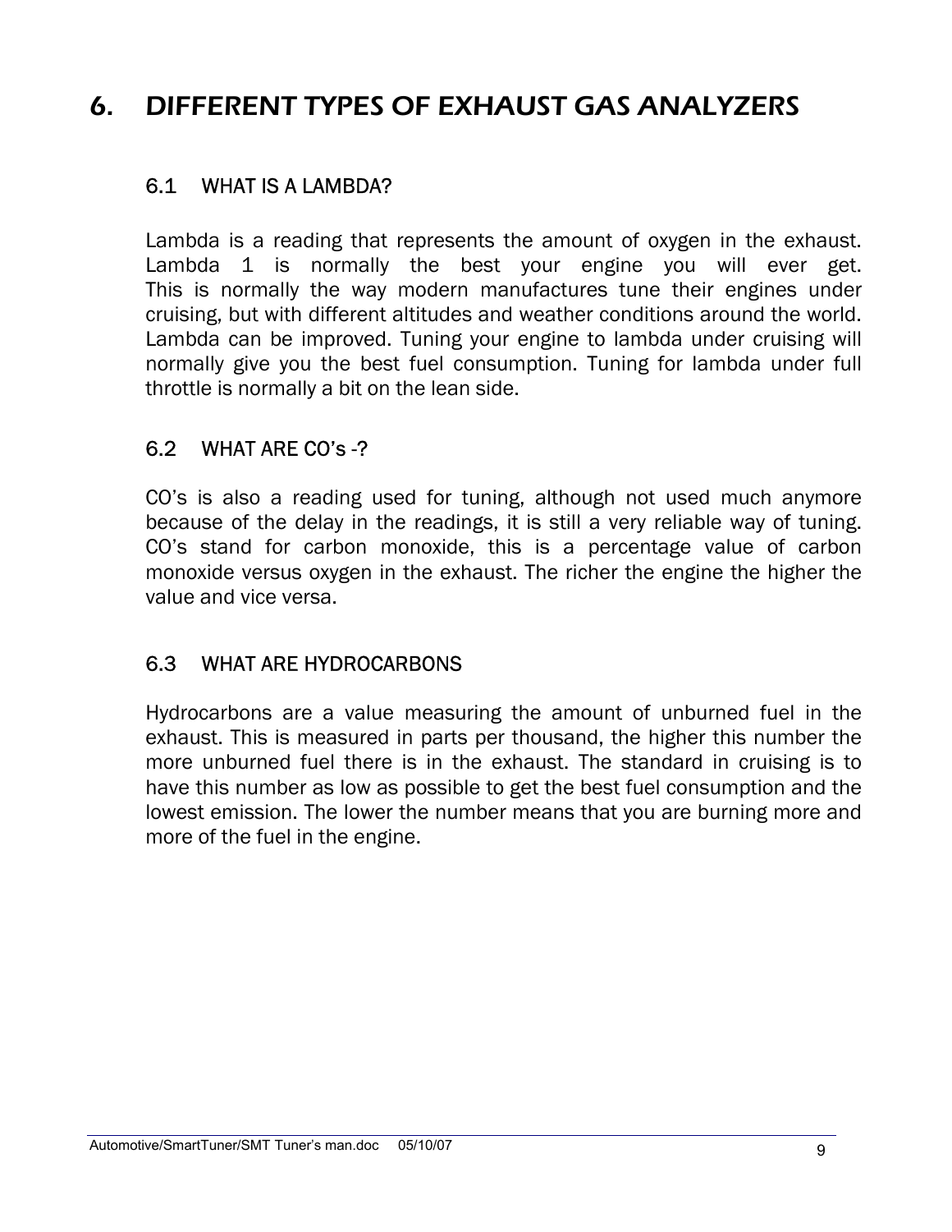# 6. DIFFERENT TYPES OF EXHAUST GAS ANALYZERS

## 6.1 WHAT IS A LAMBDA?

Lambda is a reading that represents the amount of oxygen in the exhaust. Lambda 1 is normally the best your engine you will ever get. This is normally the way modern manufactures tune their engines under cruising, but with different altitudes and weather conditions around the world. Lambda can be improved. Tuning your engine to lambda under cruising will normally give you the best fuel consumption. Tuning for lambda under full throttle is normally a bit on the lean side.

## 6.2 WHAT ARE CO's -?

CO's is also a reading used for tuning, although not used much anymore because of the delay in the readings, it is still a very reliable way of tuning. CO's stand for carbon monoxide, this is a percentage value of carbon monoxide versus oxygen in the exhaust. The richer the engine the higher the value and vice versa.

## 6.3 WHAT ARE HYDROCARBONS

Hydrocarbons are a value measuring the amount of unburned fuel in the exhaust. This is measured in parts per thousand, the higher this number the more unburned fuel there is in the exhaust. The standard in cruising is to have this number as low as possible to get the best fuel consumption and the lowest emission. The lower the number means that you are burning more and more of the fuel in the engine.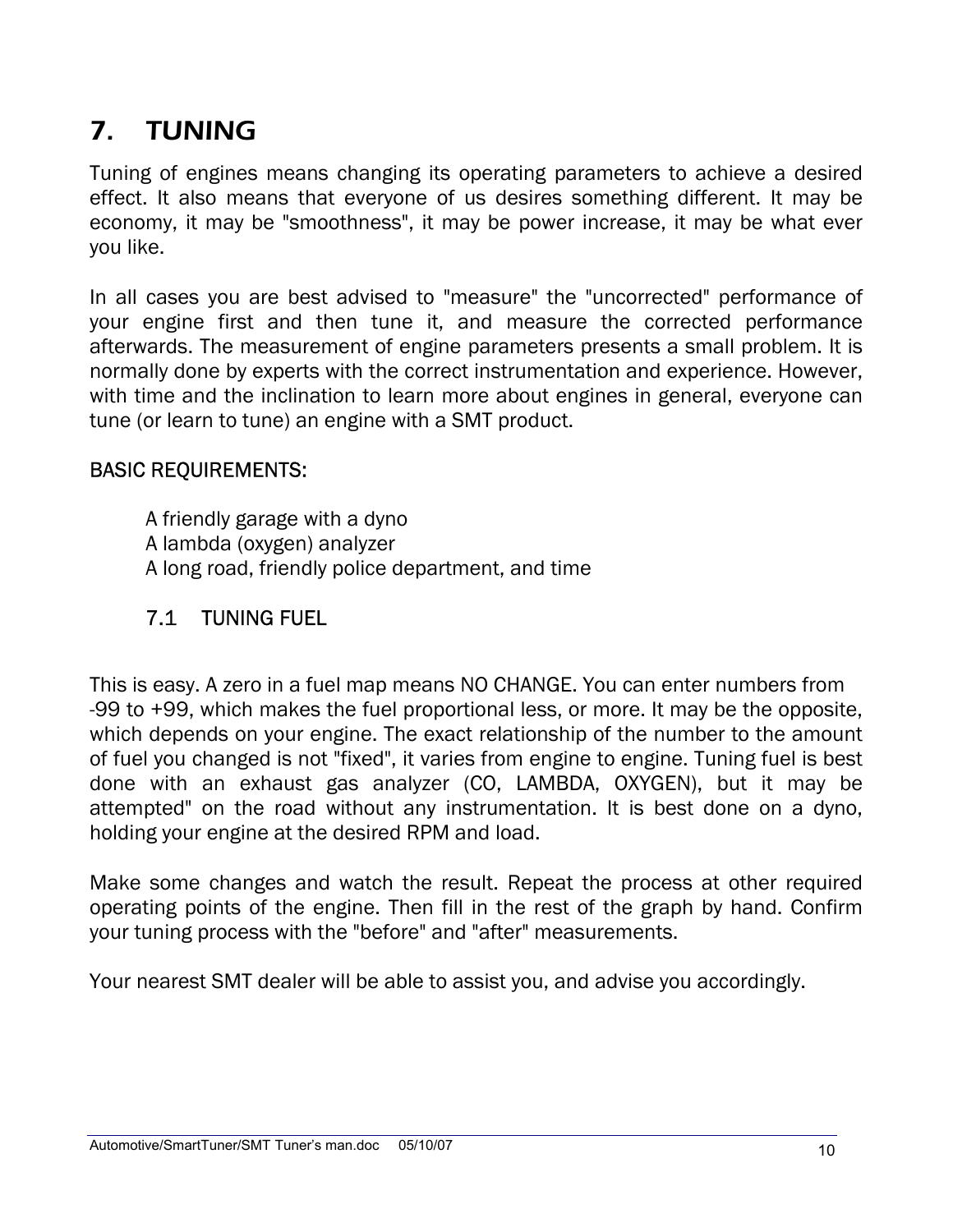# 7. TUNING

Tuning of engines means changing its operating parameters to achieve a desired effect. It also means that everyone of us desires something different. It may be economy, it may be "smoothness", it may be power increase, it may be what ever you like.

In all cases you are best advised to "measure" the "uncorrected" performance of your engine first and then tune it, and measure the corrected performance afterwards. The measurement of engine parameters presents a small problem. It is normally done by experts with the correct instrumentation and experience. However, with time and the inclination to learn more about engines in general, everyone can tune (or learn to tune) an engine with a SMT product.

BASIC REQUIREMENTS:

A friendly garage with a dyno
A lambda (oxygen) analyzer
A long road, friendly police department, and time

## 7.1 TUNING FUEL

This is easy. A zero in a fuel map means NO CHANGE. You can enter numbers from -99 to +99, which makes the fuel proportional less, or more. It may be the opposite, which depends on your engine. The exact relationship of the number to the amount of fuel you changed is not "fixed", it varies from engine to engine. Tuning fuel is best done with an exhaust gas analyzer (CO, LAMBDA, OXYGEN), but it may be attempted" on the road without any instrumentation. It is best done on a dyno, holding your engine at the desired RPM and load.

Make some changes and watch the result. Repeat the process at other required operating points of the engine. Then fill in the rest of the graph by hand. Confirm your tuning process with the "before" and "after" measurements.

Your nearest SMT dealer will be able to assist you, and advise you accordingly.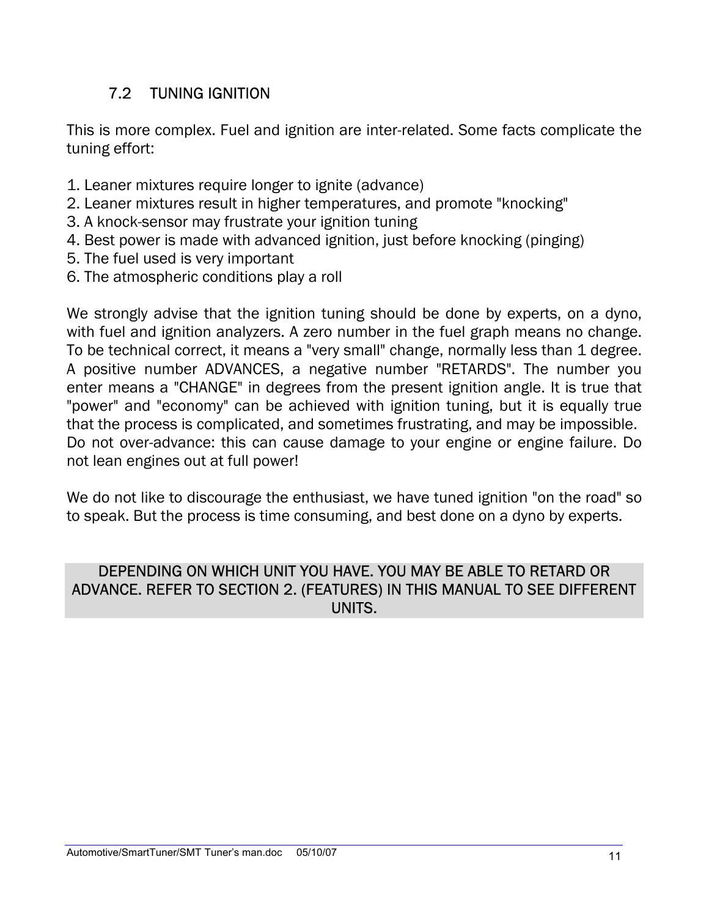## 7.2 TUNING IGNITION

This is more complex. Fuel and ignition are inter-related. Some facts complicate the tuning effort:

1. Leaner mixtures require longer to ignite (advance)
2. Leaner mixtures result in higher temperatures, and promote "knocking"
3. A knock-sensor may frustrate your ignition tuning
4. Best power is made with advanced ignition, just before knocking (pinging)
5. The fuel used is very important
6. The atmospheric conditions play a roll

We strongly advise that the ignition tuning should be done by experts, on a dyno, with fuel and ignition analyzers. A zero number in the fuel graph means no change. To be technical correct, it means a "very small" change, normally less than 1 degree. A positive number ADVANCES, a negative number "RETARDS". The number you enter means a "CHANGE" in degrees from the present ignition angle. It is true that "power" and "economy" can be achieved with ignition tuning, but it is equally true that the process is complicated, and sometimes frustrating, and may be impossible. Do not over-advance: this can cause damage to your engine or engine failure. Do not lean engines out at full power!

We do not like to discourage the enthusiast, we have tuned ignition "on the road" so to speak. But the process is time consuming, and best done on a dyno by experts.

DEPENDING ON WHICH UNIT YOU HAVE. YOU MAY BE ABLE TO RETARD OR ADVANCE. REFER TO SECTION 2. (FEATURES) IN THIS MANUAL TO SEE DIFFERENT UNITS.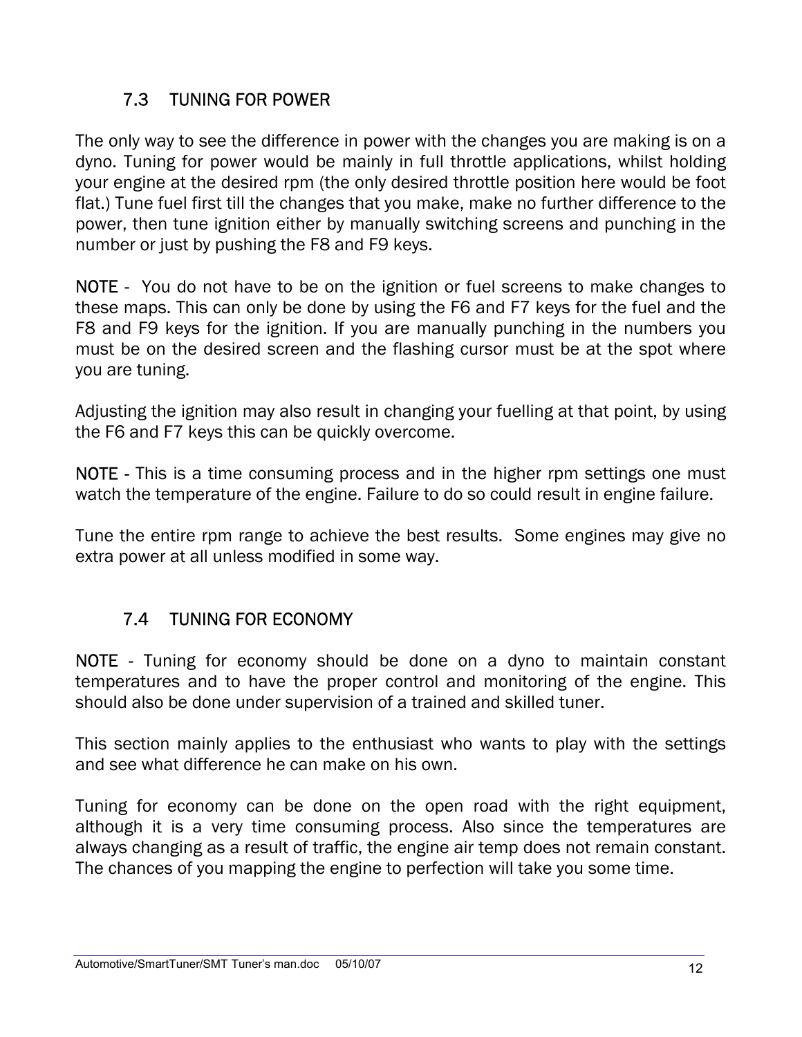## 7.3 TUNING FOR POWER

The only way to see the difference in power with the changes you are making is on a dyno. Tuning for power would be mainly in full throttle applications, whilst holding your engine at the desired rpm (the only desired throttle position here would be foot flat.) Tune fuel first till the changes that you make, make no further difference to the power, then tune ignition either by manually switching screens and punching in the number or just by pushing the F8 and F9 keys.

NOTE - You do not have to be on the ignition or fuel screens to make changes to these maps. This can only be done by using the F6 and F7 keys for the fuel and the F8 and F9 keys for the ignition. If you are manually punching in the numbers you must be on the desired screen and the flashing cursor must be at the spot where you are tuning.

Adjusting the ignition may also result in changing your fuelling at that point, by using the F6 and F7 keys this can be quickly overcome.

NOTE - This is a time consuming process and in the higher rpm settings one must watch the temperature of the engine. Failure to do so could result in engine failure.

Tune the entire rpm range to achieve the best results. Some engines may give no extra power at all unless modified in some way.

## 7.4 TUNING FOR ECONOMY

NOTE - Tuning for economy should be done on a dyno to maintain constant temperatures and to have the proper control and monitoring of the engine. This should also be done under supervision of a trained and skilled tuner.

This section mainly applies to the enthusiast who wants to play with the settings and see what difference he can make on his own.

Tuning for economy can be done on the open road with the right equipment, although it is a very time consuming process. Also since the temperatures are always changing as a result of traffic, the engine air temp does not remain constant. The chances of you mapping the engine to perfection will take you some time.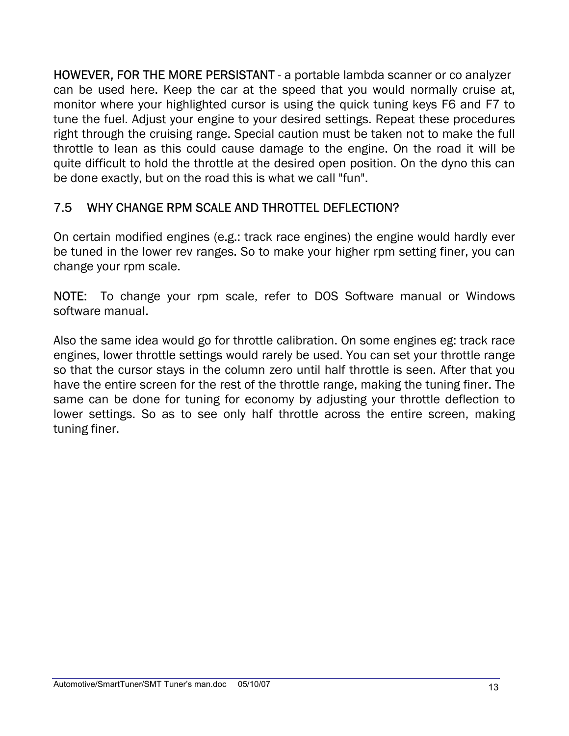**HOWEVER, FOR THE MORE PERSISTANT** - a portable lambda scanner or co analyzer can be used here. Keep the car at the speed that you would normally cruise at, monitor where your highlighted cursor is using the quick tuning keys F6 and F7 to tune the fuel. Adjust your engine to your desired settings. Repeat these procedures right through the cruising range. Special caution must be taken not to make the full throttle to lean as this could cause damage to the engine. On the road it will be quite difficult to hold the throttle at the desired open position. On the dyno this can be done exactly, but on the road this is what we call "fun".

## 7.5 WHY CHANGE RPM SCALE AND THROTTEL DEFLECTION?

On certain modified engines (e.g.: track race engines) the engine would hardly ever be tuned in the lower rev ranges. So to make your higher rpm setting finer, you can change your rpm scale.

**NOTE:** To change your rpm scale, refer to DOS Software manual or Windows software manual.

Also the same idea would go for throttle calibration. On some engines eg: track race engines, lower throttle settings would rarely be used. You can set your throttle range so that the cursor stays in the column zero until half throttle is seen. After that you have the entire screen for the rest of the throttle range, making the tuning finer. The same can be done for tuning for economy by adjusting your throttle deflection to lower settings. So as to see only half throttle across the entire screen, making tuning finer.